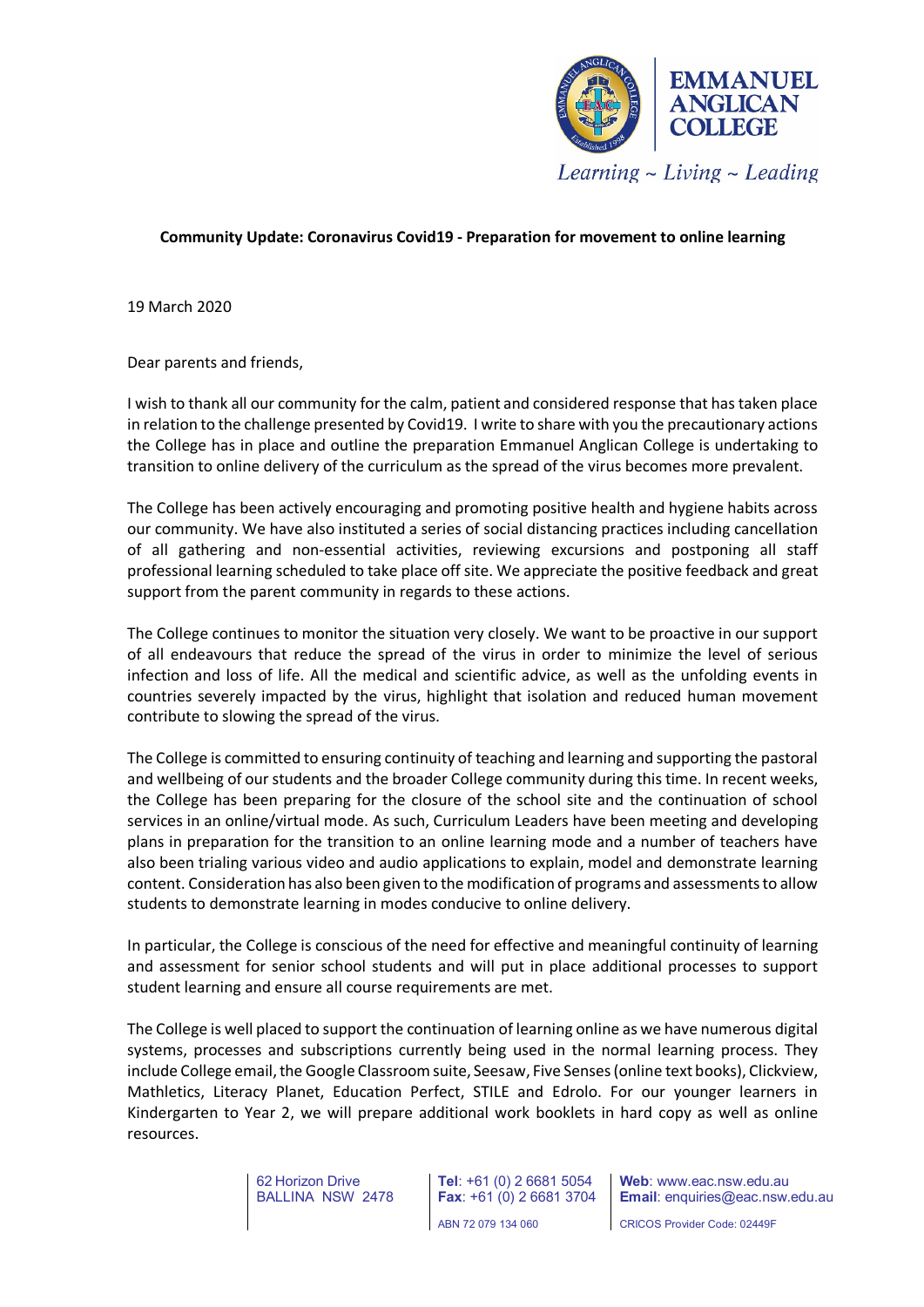**EMMANUEL ANGLICAN COLLEGE**

*Learning ~ Living ~ Leading*

**Community Update: Coronavirus Covid19 - Preparation for movement to online learning**

19 March 2020

Dear parents and friends,

I wish to thank all our community for the calm, patient and considered response that has taken place in relation to the challenge presented by Covid19. I write to share with you the precautionary actions the College has in place and outline the preparation Emmanuel Anglican College is undertaking to transition to online delivery of the curriculum as the spread of the virus becomes more prevalent.

The College has been actively encouraging and promoting positive health and hygiene habits across our community. We have also instituted a series of social distancing practices including cancellation of all gathering and non-essential activities, reviewing excursions and postponing all staff professional learning scheduled to take place off site. We appreciate the positive feedback and great support from the parent community in regards to these actions.

The College continues to monitor the situation very closely. We want to be proactive in our support of all endeavours that reduce the spread of the virus in order to minimize the level of serious infection and loss of life. All the medical and scientific advice, as well as the unfolding events in countries severely impacted by the virus, highlight that isolation and reduced human movement contribute to slowing the spread of the virus.

The College is committed to ensuring continuity of teaching and learning and supporting the pastoral and wellbeing of our students and the broader College community during this time. In recent weeks, the College has been preparing for the closure of the school site and the continuation of school services in an online/virtual mode. As such, Curriculum Leaders have been meeting and developing plans in preparation for the transition to an online learning mode and a number of teachers have also been trialing various video and audio applications to explain, model and demonstrate learning content. Consideration has also been given to the modification of programs and assessments to allow students to demonstrate learning in modes conducive to online delivery.

In particular, the College is conscious of the need for effective and meaningful continuity of learning and assessment for senior school students and will put in place additional processes to support student learning and ensure all course requirements are met.

The College is well placed to support the continuation of learning online as we have numerous digital systems, processes and subscriptions currently being used in the normal learning process. They include College email, the Google Classroom suite, Seesaw, Five Senses (online text books), Clickview, Mathletics, Literacy Planet, Education Perfect, STILE and Edrolo. For our younger learners in Kindergarten to Year 2, we will prepare additional work booklets in hard copy as well as online resources.

62 Horizon Drive
BALLINA NSW 2478

**Tel**: +61 (0) 2 6681 5054
**Fax**: +61 (0) 2 6681 3704
ABN 72 079 134 060

**Web**: www.eac.nsw.edu.au
**Email**: enquiries@eac.nsw.edu.au
CRICOS Provider Code: 02449F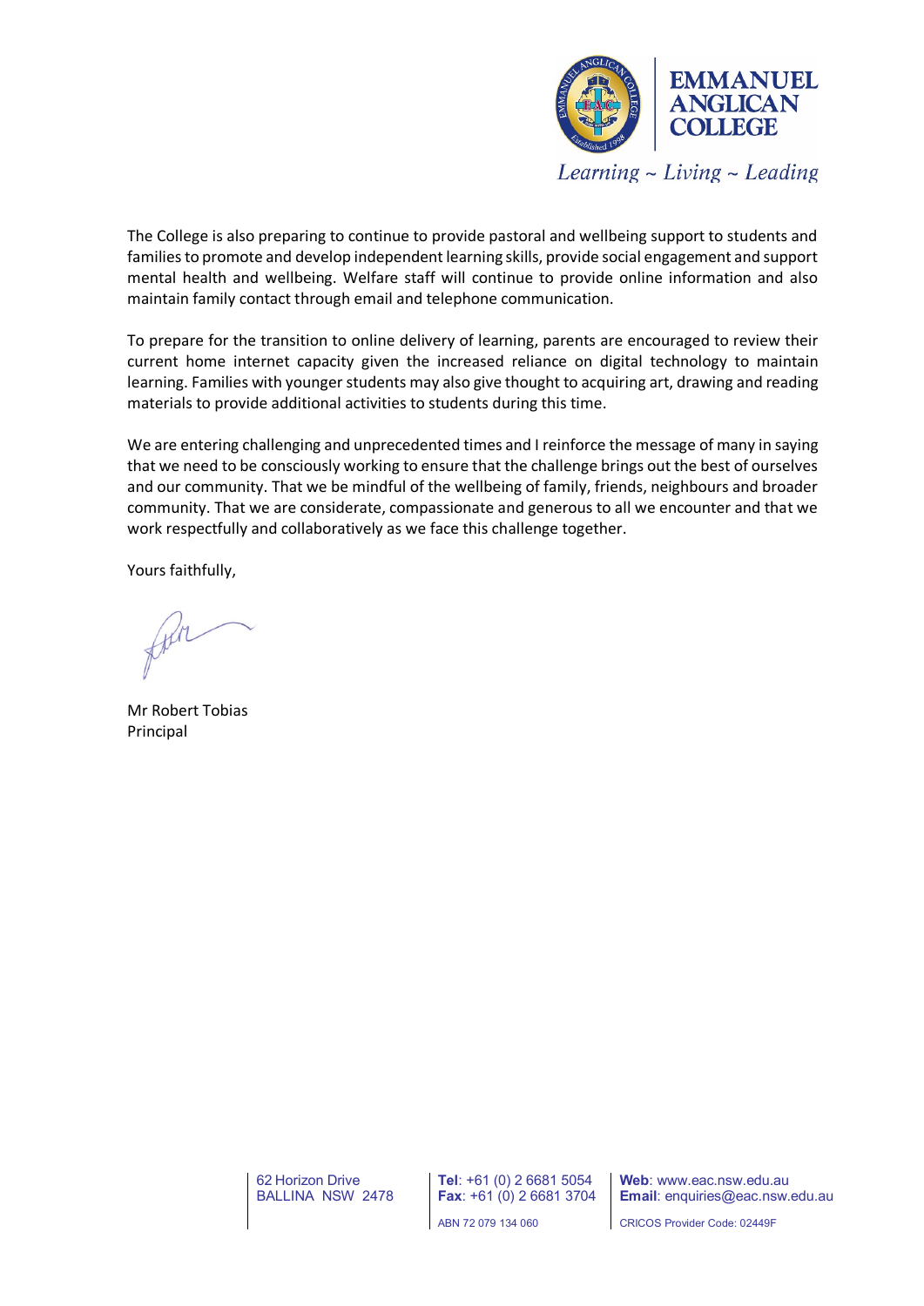The College is also preparing to continue to provide pastoral and wellbeing support to students and families to promote and develop independent learning skills, provide social engagement and support mental health and wellbeing. Welfare staff will continue to provide online information and also maintain family contact through email and telephone communication.

To prepare for the transition to online delivery of learning, parents are encouraged to review their current home internet capacity given the increased reliance on digital technology to maintain learning. Families with younger students may also give thought to acquiring art, drawing and reading materials to provide additional activities to students during this time.

We are entering challenging and unprecedented times and I reinforce the message of many in saying that we need to be consciously working to ensure that the challenge brings out the best of ourselves and our community. That we be mindful of the wellbeing of family, friends, neighbours and broader community. That we are considerate, compassionate and generous to all we encounter and that we work respectfully and collaboratively as we face this challenge together.

Yours faithfully,

Mr Robert Tobias
Principal